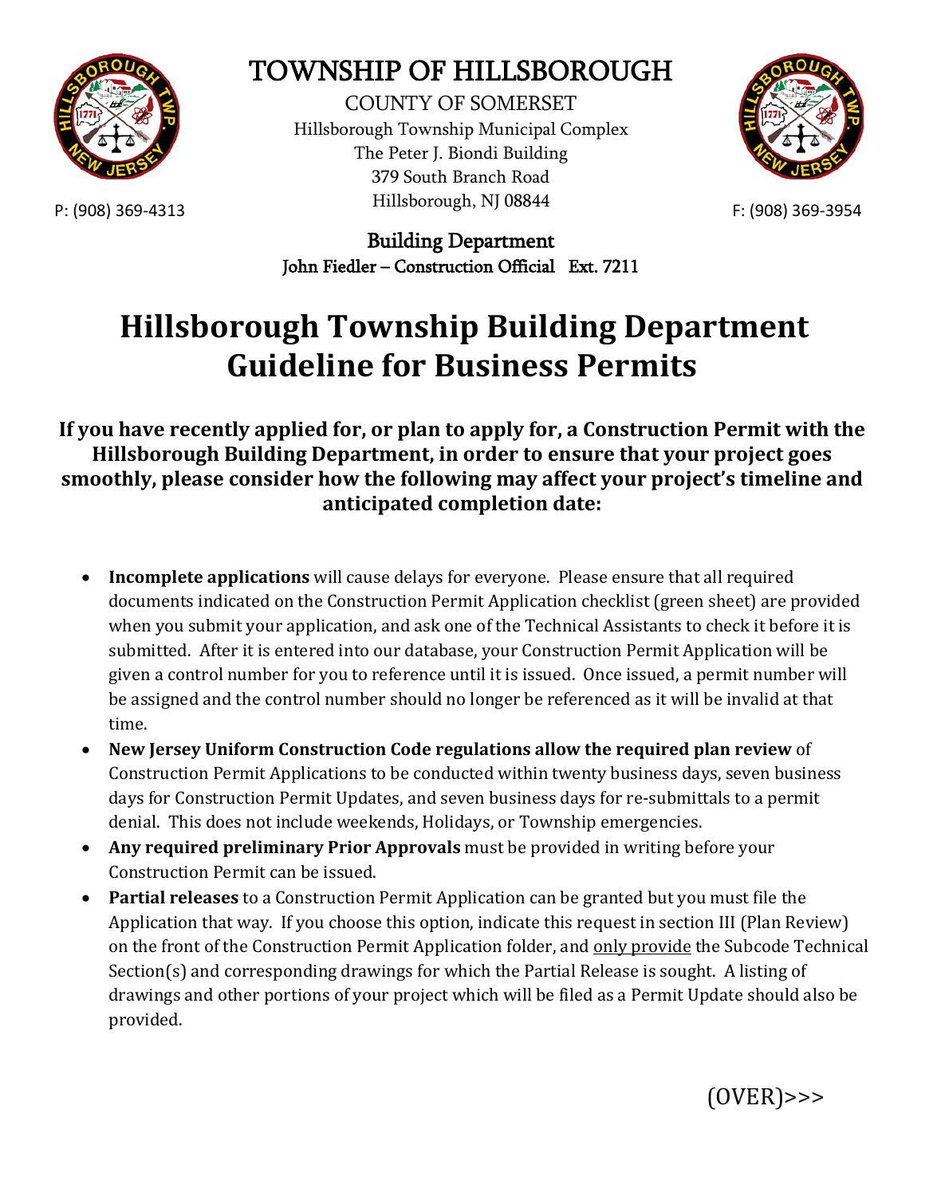# TOWNSHIP OF HILLSBOROUGH

COUNTY OF SOMERSET
Hillsborough Township Municipal Complex
The Peter J. Biondi Building
379 South Branch Road
Hillsborough, NJ 08844

P: (908) 369-4313

F: (908) 369-3954

**Building Department**
**John Fiedler – Construction Official Ext. 7211**

# Hillsborough Township Building Department Guideline for Business Permits

**If you have recently applied for, or plan to apply for, a Construction Permit with the Hillsborough Building Department, in order to ensure that your project goes smoothly, please consider how the following may affect your project's timeline and anticipated completion date:**

- **Incomplete applications** will cause delays for everyone. Please ensure that all required documents indicated on the Construction Permit Application checklist (green sheet) are provided when you submit your application, and ask one of the Technical Assistants to check it before it is submitted. After it is entered into our database, your Construction Permit Application will be given a control number for you to reference until it is issued. Once issued, a permit number will be assigned and the control number should no longer be referenced as it will be invalid at that time.
- **New Jersey Uniform Construction Code regulations allow the required plan review** of Construction Permit Applications to be conducted within twenty business days, seven business days for Construction Permit Updates, and seven business days for re-submittals to a permit denial. This does not include weekends, Holidays, or Township emergencies.
- **Any required preliminary Prior Approvals** must be provided in writing before your Construction Permit can be issued.
- **Partial releases** to a Construction Permit Application can be granted but you must file the Application that way. If you choose this option, indicate this request in section III (Plan Review) on the front of the Construction Permit Application folder, and only provide the Subcode Technical Section(s) and corresponding drawings for which the Partial Release is sought. A listing of drawings and other portions of your project which will be filed as a Permit Update should also be provided.

(OVER)>>>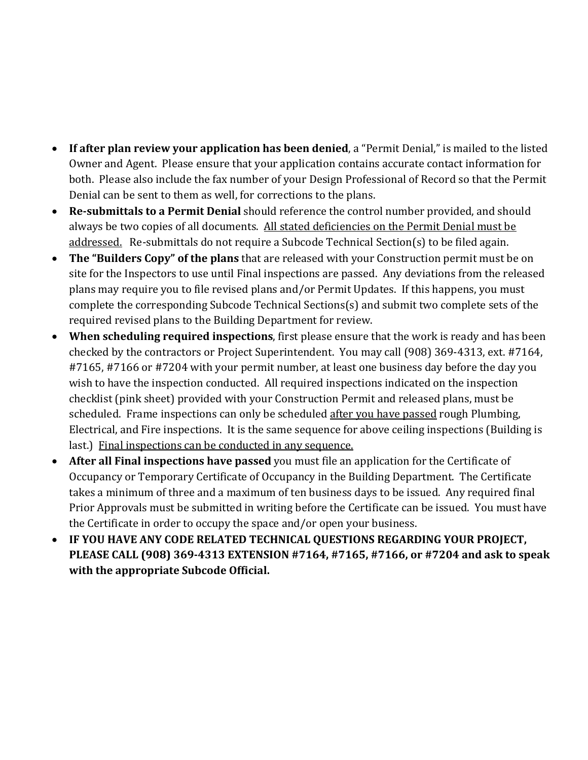- **If after plan review your application has been denied**, a "Permit Denial," is mailed to the listed Owner and Agent. Please ensure that your application contains accurate contact information for both. Please also include the fax number of your Design Professional of Record so that the Permit Denial can be sent to them as well, for corrections to the plans.
- **Re-submittals to a Permit Denial** should reference the control number provided, and should always be two copies of all documents. <u>All stated deficiencies on the Permit Denial must be addressed.</u> Re-submittals do not require a Subcode Technical Section(s) to be filed again.
- **The "Builders Copy" of the plans** that are released with your Construction permit must be on site for the Inspectors to use until Final inspections are passed. Any deviations from the released plans may require you to file revised plans and/or Permit Updates. If this happens, you must complete the corresponding Subcode Technical Sections(s) and submit two complete sets of the required revised plans to the Building Department for review.
- **When scheduling required inspections**, first please ensure that the work is ready and has been checked by the contractors or Project Superintendent. You may call (908) 369-4313, ext. #7164, #7165, #7166 or #7204 with your permit number, at least one business day before the day you wish to have the inspection conducted. All required inspections indicated on the inspection checklist (pink sheet) provided with your Construction Permit and released plans, must be scheduled. Frame inspections can only be scheduled <u>after you have passed</u> rough Plumbing, Electrical, and Fire inspections. It is the same sequence for above ceiling inspections (Building is last.) <u>Final inspections can be conducted in any sequence.</u>
- **After all Final inspections have passed** you must file an application for the Certificate of Occupancy or Temporary Certificate of Occupancy in the Building Department. The Certificate takes a minimum of three and a maximum of ten business days to be issued. Any required final Prior Approvals must be submitted in writing before the Certificate can be issued. You must have the Certificate in order to occupy the space and/or open your business.
- **IF YOU HAVE ANY CODE RELATED TECHNICAL QUESTIONS REGARDING YOUR PROJECT, PLEASE CALL (908) 369-4313 EXTENSION #7164, #7165, #7166, or #7204 and ask to speak with the appropriate Subcode Official.**